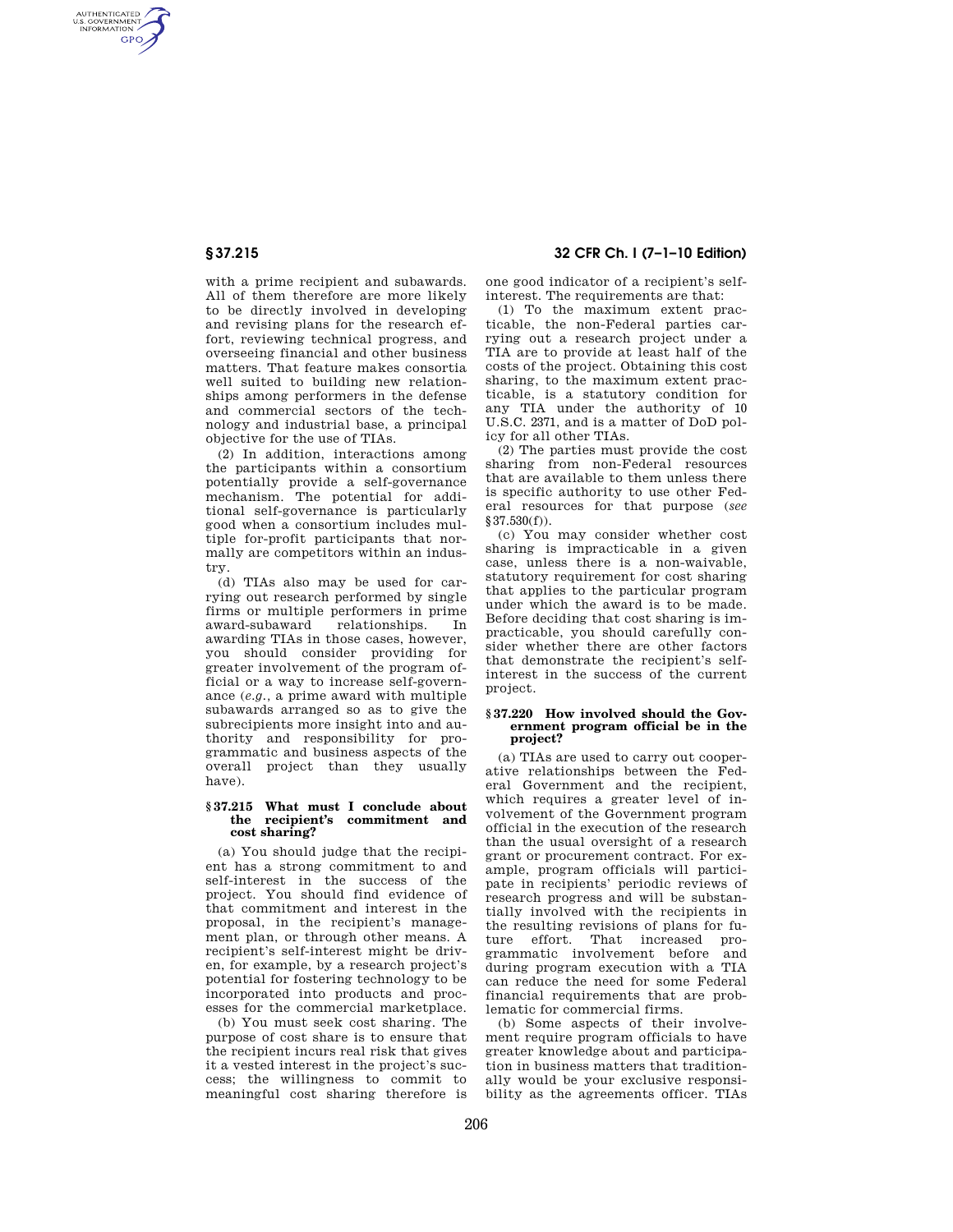with a prime recipient and subawards. All of them therefore are more likely to be directly involved in developing and revising plans for the research effort, reviewing technical progress, and overseeing financial and other business matters. That feature makes consortia well suited to building new relationships among performers in the defense and commercial sectors of the technology and industrial base, a principal objective for the use of TIAs.

(2) In addition, interactions among the participants within a consortium potentially provide a self-governance mechanism. The potential for additional self-governance is particularly good when a consortium includes multiple for-profit participants that normally are competitors within an industry.

(d) TIAs also may be used for carrying out research performed by single firms or multiple performers in prime award-subaward relationships. In awarding TIAs in those cases, however, you should consider providing for greater involvement of the program official or a way to increase self-governance (*e.g.*, a prime award with multiple subawards arranged so as to give the subrecipients more insight into and authority and responsibility for programmatic and business aspects of the overall project than they usually have).

### § 37.215 What must I conclude about the recipient's commitment and cost sharing?

(a) You should judge that the recipient has a strong commitment to and self-interest in the success of the project. You should find evidence of that commitment and interest in the proposal, in the recipient's management plan, or through other means. A recipient's self-interest might be driven, for example, by a research project's potential for fostering technology to be incorporated into products and processes for the commercial marketplace.

(b) You must seek cost sharing. The purpose of cost share is to ensure that the recipient incurs real risk that gives it a vested interest in the project's success; the willingness to commit to meaningful cost sharing therefore is one good indicator of a recipient's self-interest. The requirements are that:

(1) To the maximum extent practicable, the non-Federal parties carrying out a research project under a TIA are to provide at least half of the costs of the project. Obtaining this cost sharing, to the maximum extent practicable, is a statutory condition for any TIA under the authority of 10 U.S.C. 2371, and is a matter of DoD policy for all other TIAs.

(2) The parties must provide the cost sharing from non-Federal resources that are available to them unless there is specific authority to use other Federal resources for that purpose (*see* §37.530(f)).

(c) You may consider whether cost sharing is impracticable in a given case, unless there is a non-waivable, statutory requirement for cost sharing that applies to the particular program under which the award is to be made. Before deciding that cost sharing is impracticable, you should carefully consider whether there are other factors that demonstrate the recipient's self-interest in the success of the current project.

### § 37.220 How involved should the Government program official be in the project?

(a) TIAs are used to carry out cooperative relationships between the Federal Government and the recipient, which requires a greater level of involvement of the Government program official in the execution of the research than the usual oversight of a research grant or procurement contract. For example, program officials will participate in recipients' periodic reviews of research progress and will be substantially involved with the recipients in the resulting revisions of plans for future effort. That increased programmatic involvement before and during program execution with a TIA can reduce the need for some Federal financial requirements that are problematic for commercial firms.

(b) Some aspects of their involvement require program officials to have greater knowledge about and participation in business matters that traditionally would be your exclusive responsibility as the agreements officer. TIAs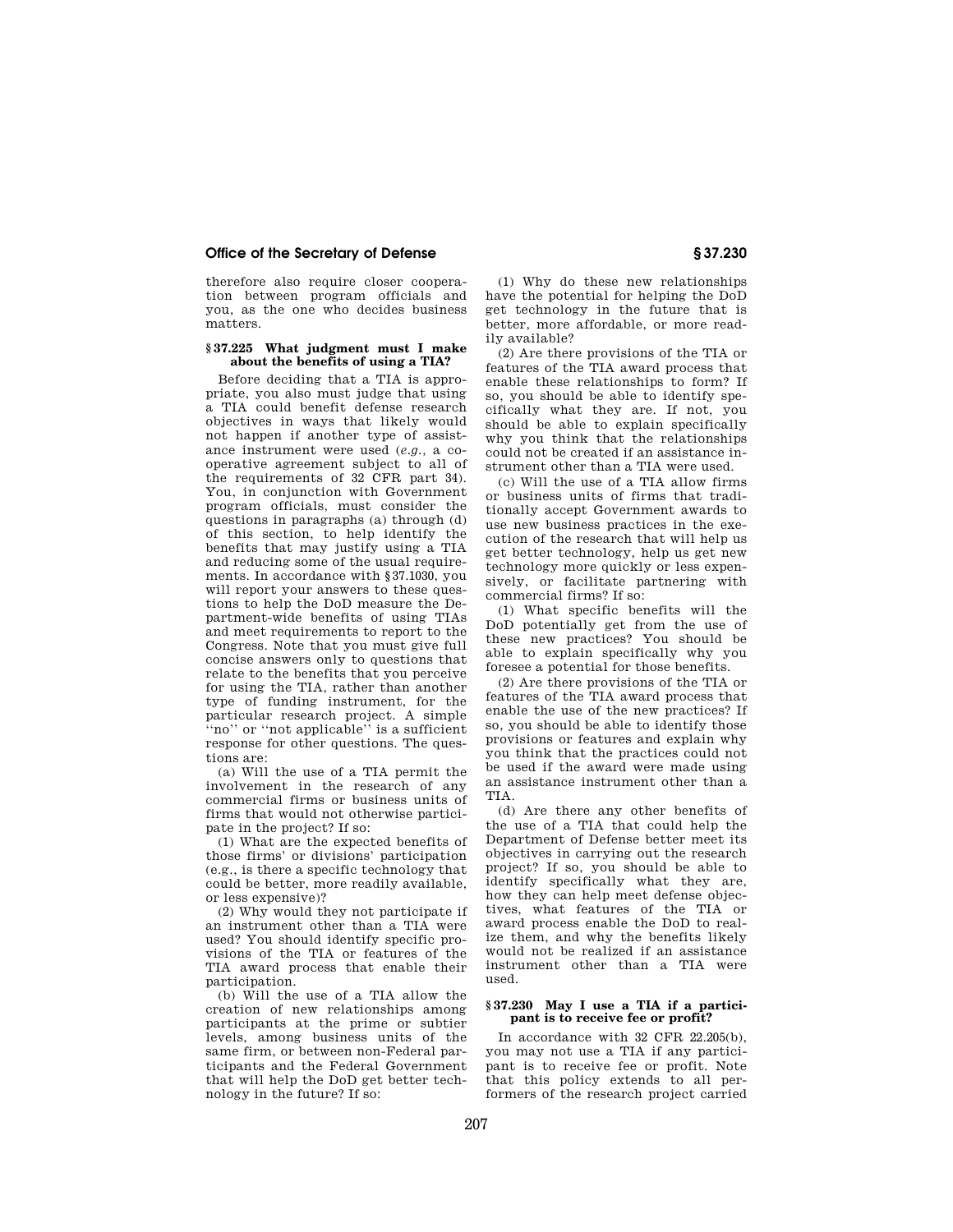therefore also require closer cooperation between program officials and you, as the one who decides business matters.

### § 37.225 What judgment must I make about the benefits of using a TIA?

Before deciding that a TIA is appropriate, you also must judge that using a TIA could benefit defense research objectives in ways that likely would not happen if another type of assistance instrument were used (*e.g.*, a cooperative agreement subject to all of the requirements of 32 CFR part 34). You, in conjunction with Government program officials, must consider the questions in paragraphs (a) through (d) of this section, to help identify the benefits that may justify using a TIA and reducing some of the usual requirements. In accordance with §37.1030, you will report your answers to these questions to help the DoD measure the Department-wide benefits of using TIAs and meet requirements to report to the Congress. Note that you must give full concise answers only to questions that relate to the benefits that you perceive for using the TIA, rather than another type of funding instrument, for the particular research project. A simple "no" or "not applicable" is a sufficient response for other questions. The questions are:

(a) Will the use of a TIA permit the involvement in the research of any commercial firms or business units of firms that would not otherwise participate in the project? If so:

(1) What are the expected benefits of those firms' or divisions' participation (e.g., is there a specific technology that could be better, more readily available, or less expensive)?

(2) Why would they not participate if an instrument other than a TIA were used? You should identify specific provisions of the TIA or features of the TIA award process that enable their participation.

(b) Will the use of a TIA allow the creation of new relationships among participants at the prime or subtier levels, among business units of the same firm, or between non-Federal participants and the Federal Government that will help the DoD get better technology in the future? If so:

(1) Why do these new relationships have the potential for helping the DoD get technology in the future that is better, more affordable, or more readily available?

(2) Are there provisions of the TIA or features of the TIA award process that enable these relationships to form? If so, you should be able to identify specifically what they are. If not, you should be able to explain specifically why you think that the relationships could not be created if an assistance instrument other than a TIA were used.

(c) Will the use of a TIA allow firms or business units of firms that traditionally accept Government awards to use new business practices in the execution of the research that will help us get better technology, help us get new technology more quickly or less expensively, or facilitate partnering with commercial firms? If so:

(1) What specific benefits will the DoD potentially get from the use of these new practices? You should be able to explain specifically why you foresee a potential for those benefits.

(2) Are there provisions of the TIA or features of the TIA award process that enable the use of the new practices? If so, you should be able to identify those provisions or features and explain why you think that the practices could not be used if the award were made using an assistance instrument other than a TIA.

(d) Are there any other benefits of the use of a TIA that could help the Department of Defense better meet its objectives in carrying out the research project? If so, you should be able to identify specifically what they are, how they can help meet defense objectives, what features of the TIA or award process enable the DoD to realize them, and why the benefits likely would not be realized if an assistance instrument other than a TIA were used.

### § 37.230 May I use a TIA if a participant is to receive fee or profit?

In accordance with 32 CFR 22.205(b), you may not use a TIA if any participant is to receive fee or profit. Note that this policy extends to all performers of the research project carried